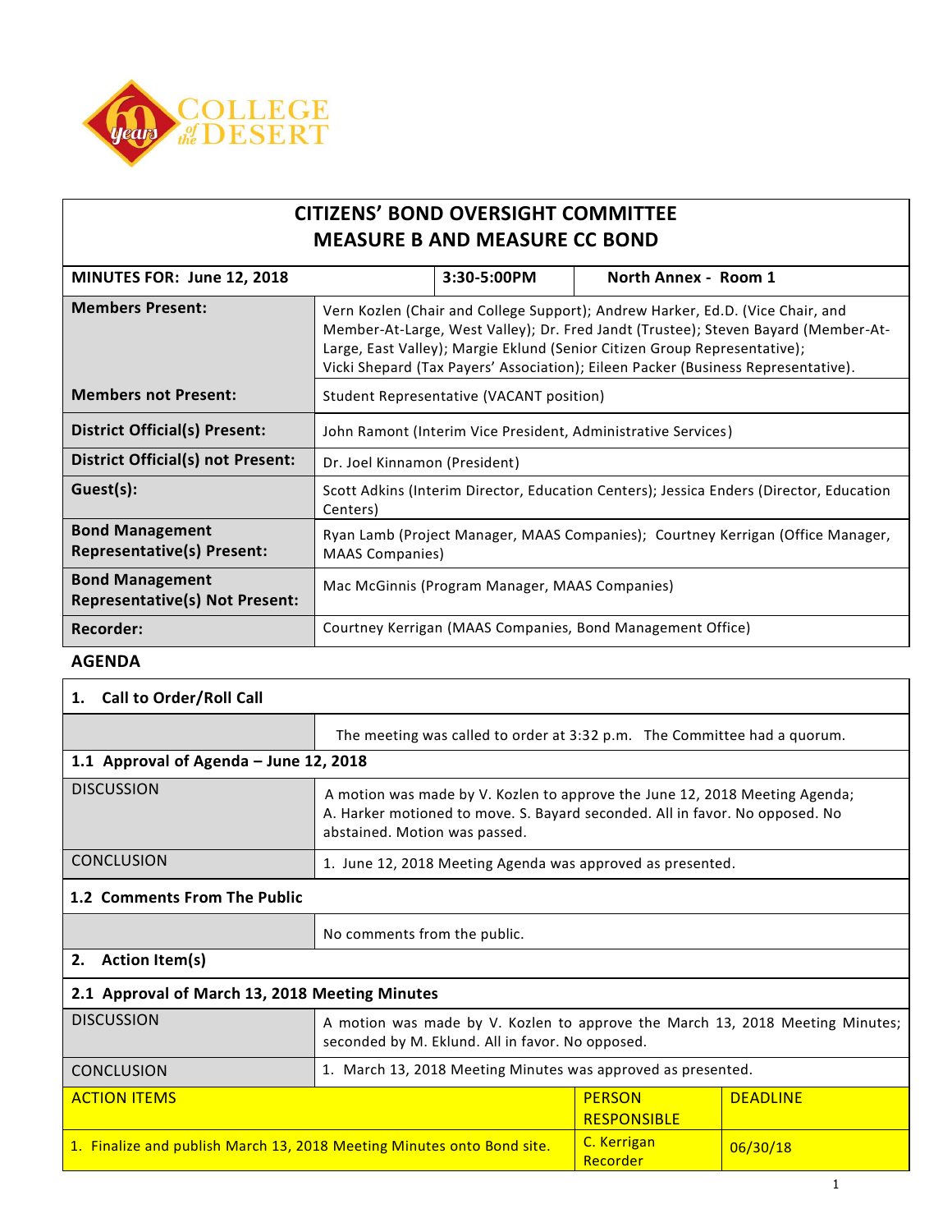# CITIZENS' BOND OVERSIGHT COMMITTEE
## MEASURE B AND MEASURE CC BOND

| MINUTES FOR: June 12, 2018 | 3:30-5:00PM | North Annex - Room 1 |
|---|---|---|

| | |
|---|---|
| **Members Present:** | Vern Kozlen (Chair and College Support); Andrew Harker, Ed.D. (Vice Chair, and Member-At-Large, West Valley); Dr. Fred Jandt (Trustee); Steven Bayard (Member-At-Large, East Valley); Margie Eklund (Senior Citizen Group Representative); Vicki Shepard (Tax Payers' Association); Eileen Packer (Business Representative). |
| **Members not Present:** | Student Representative (VACANT position) |
| **District Official(s) Present:** | John Ramont (Interim Vice President, Administrative Services) |
| **District Official(s) not Present:** | Dr. Joel Kinnamon (President) |
| **Guest(s):** | Scott Adkins (Interim Director, Education Centers); Jessica Enders (Director, Education Centers) |
| **Bond Management Representative(s) Present:** | Ryan Lamb (Project Manager, MAAS Companies); Courtney Kerrigan (Office Manager, MAAS Companies) |
| **Bond Management Representative(s) Not Present:** | Mac McGinnis (Program Manager, MAAS Companies) |
| **Recorder:** | Courtney Kerrigan (MAAS Companies, Bond Management Office) |

## AGENDA

### 1. Call to Order/Roll Call

The meeting was called to order at 3:32 p.m. The Committee had a quorum.

### 1.1 Approval of Agenda – June 12, 2018

| | |
|---|---|
| DISCUSSION | A motion was made by V. Kozlen to approve the June 12, 2018 Meeting Agenda; A. Harker motioned to move. S. Bayard seconded. All in favor. No opposed. No abstained. Motion was passed. |
| CONCLUSION | 1. June 12, 2018 Meeting Agenda was approved as presented. |

### 1.2 Comments From The Public

No comments from the public.

### 2. Action Item(s)

### 2.1 Approval of March 13, 2018 Meeting Minutes

| | |
|---|---|
| DISCUSSION | A motion was made by V. Kozlen to approve the March 13, 2018 Meeting Minutes; seconded by M. Eklund. All in favor. No opposed. |
| CONCLUSION | 1. March 13, 2018 Meeting Minutes was approved as presented. |

| ACTION ITEMS | PERSON RESPONSIBLE | DEADLINE |
|---|---|---|
| 1. Finalize and publish March 13, 2018 Meeting Minutes onto Bond site. | C. Kerrigan Recorder | 06/30/18 |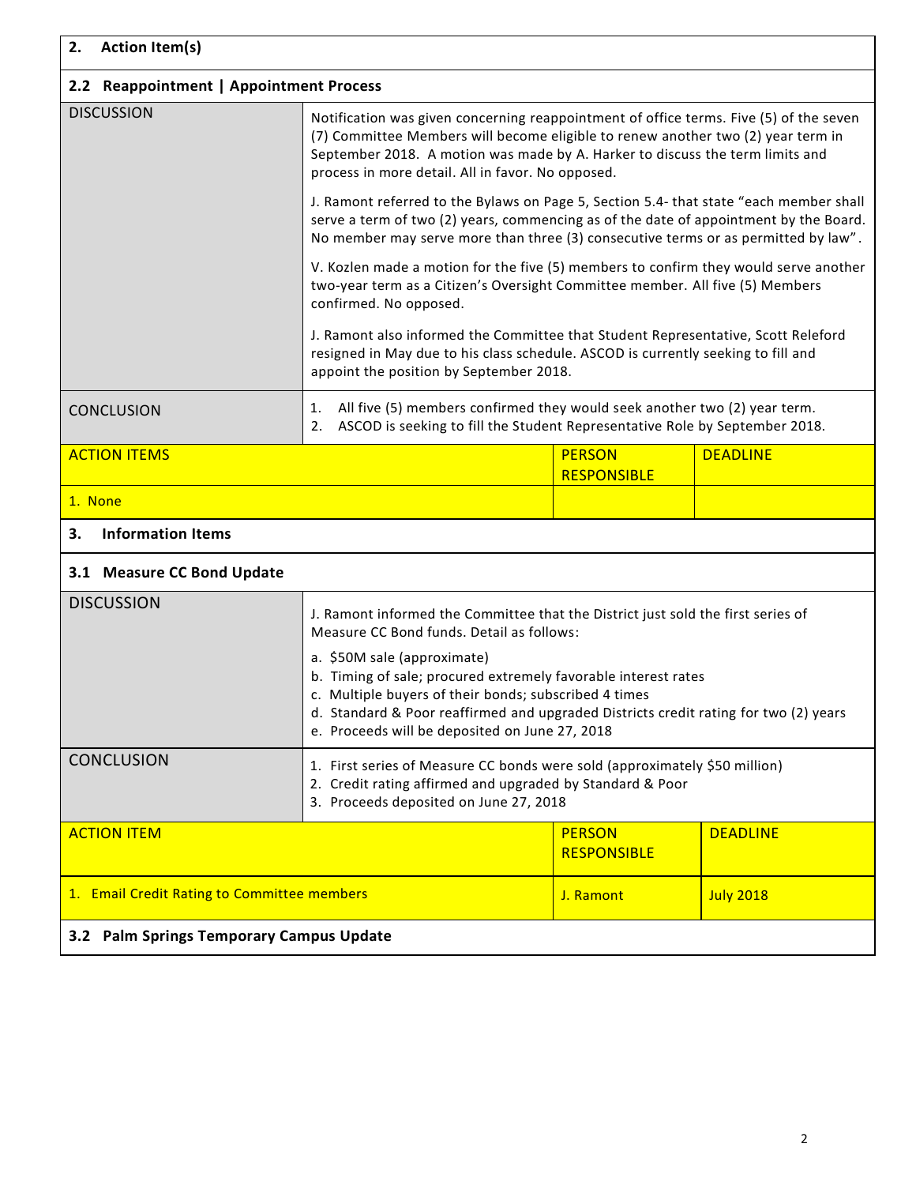## 2. Action Item(s)

### 2.2 Reappointment | Appointment Process

| | |
|---|---|
| DISCUSSION | Notification was given concerning reappointment of office terms. Five (5) of the seven (7) Committee Members will become eligible to renew another two (2) year term in September 2018. A motion was made by A. Harker to discuss the term limits and process in more detail. All in favor. No opposed.<br><br>J. Ramont referred to the Bylaws on Page 5, Section 5.4- that state "each member shall serve a term of two (2) years, commencing as of the date of appointment by the Board. No member may serve more than three (3) consecutive terms or as permitted by law".<br><br>V. Kozlen made a motion for the five (5) members to confirm they would serve another two-year term as a Citizen's Oversight Committee member. All five (5) Members confirmed. No opposed.<br><br>J. Ramont also informed the Committee that Student Representative, Scott Releford resigned in May due to his class schedule. ASCOD is currently seeking to fill and appoint the position by September 2018. |
| CONCLUSION | 1. All five (5) members confirmed they would seek another two (2) year term.<br>2. ASCOD is seeking to fill the Student Representative Role by September 2018. |

| ACTION ITEMS | PERSON RESPONSIBLE | DEADLINE |
|---|---|---|
| 1. None | | |

## 3. Information Items

### 3.1 Measure CC Bond Update

| | |
|---|---|
| DISCUSSION | J. Ramont informed the Committee that the District just sold the first series of Measure CC Bond funds. Detail as follows:<br><br>a. $50M sale (approximate)<br>b. Timing of sale; procured extremely favorable interest rates<br>c. Multiple buyers of their bonds; subscribed 4 times<br>d. Standard & Poor reaffirmed and upgraded Districts credit rating for two (2) years<br>e. Proceeds will be deposited on June 27, 2018 |
| CONCLUSION | 1. First series of Measure CC bonds were sold (approximately $50 million)<br>2. Credit rating affirmed and upgraded by Standard & Poor<br>3. Proceeds deposited on June 27, 2018 |

| ACTION ITEM | PERSON RESPONSIBLE | DEADLINE |
|---|---|---|
| 1. Email Credit Rating to Committee members | J. Ramont | July 2018 |

### 3.2 Palm Springs Temporary Campus Update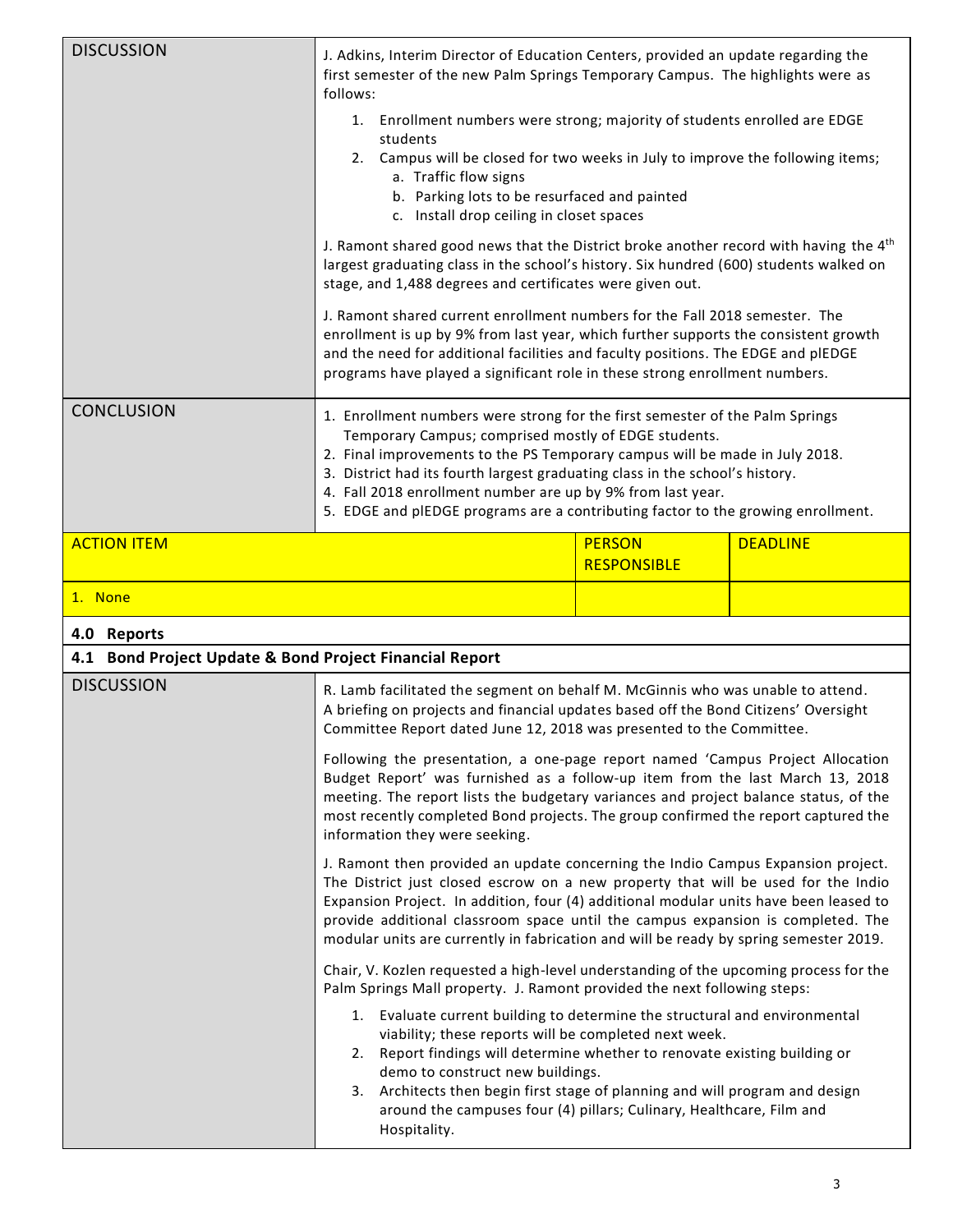| DISCUSSION | J. Adkins, Interim Director of Education Centers, provided an update regarding the first semester of the new Palm Springs Temporary Campus. The highlights were as follows:<br>1. Enrollment numbers were strong; majority of students enrolled are EDGE students<br>2. Campus will be closed for two weeks in July to improve the following items;<br>a. Traffic flow signs<br>b. Parking lots to be resurfaced and painted<br>c. Install drop ceiling in closet spaces<br><br>J. Ramont shared good news that the District broke another record with having the 4th largest graduating class in the school's history. Six hundred (600) students walked on stage, and 1,488 degrees and certificates were given out.<br><br>J. Ramont shared current enrollment numbers for the Fall 2018 semester. The enrollment is up by 9% from last year, which further supports the consistent growth and the need for additional facilities and faculty positions. The EDGE and plEDGE programs have played a significant role in these strong enrollment numbers. |
|---|---|
| CONCLUSION | 1. Enrollment numbers were strong for the first semester of the Palm Springs Temporary Campus; comprised mostly of EDGE students.<br>2. Final improvements to the PS Temporary campus will be made in July 2018.<br>3. District had its fourth largest graduating class in the school's history.<br>4. Fall 2018 enrollment number are up by 9% from last year.<br>5. EDGE and plEDGE programs are a contributing factor to the growing enrollment. |

| ACTION ITEM | PERSON RESPONSIBLE | DEADLINE |
|---|---|---|
| 1. None | | |

**4.0 Reports**

**4.1 Bond Project Update & Bond Project Financial Report**

| DISCUSSION | R. Lamb facilitated the segment on behalf M. McGinnis who was unable to attend. A briefing on projects and financial updates based off the Bond Citizens' Oversight Committee Report dated June 12, 2018 was presented to the Committee.<br><br>Following the presentation, a one-page report named 'Campus Project Allocation Budget Report' was furnished as a follow-up item from the last March 13, 2018 meeting. The report lists the budgetary variances and project balance status, of the most recently completed Bond projects. The group confirmed the report captured the information they were seeking.<br><br>J. Ramont then provided an update concerning the Indio Campus Expansion project. The District just closed escrow on a new property that will be used for the Indio Expansion Project. In addition, four (4) additional modular units have been leased to provide additional classroom space until the campus expansion is completed. The modular units are currently in fabrication and will be ready by spring semester 2019.<br><br>Chair, V. Kozlen requested a high-level understanding of the upcoming process for the Palm Springs Mall property. J. Ramont provided the next following steps:<br>1. Evaluate current building to determine the structural and environmental viability; these reports will be completed next week.<br>2. Report findings will determine whether to renovate existing building or demo to construct new buildings.<br>3. Architects then begin first stage of planning and will program and design around the campuses four (4) pillars; Culinary, Healthcare, Film and Hospitality. |
|---|---|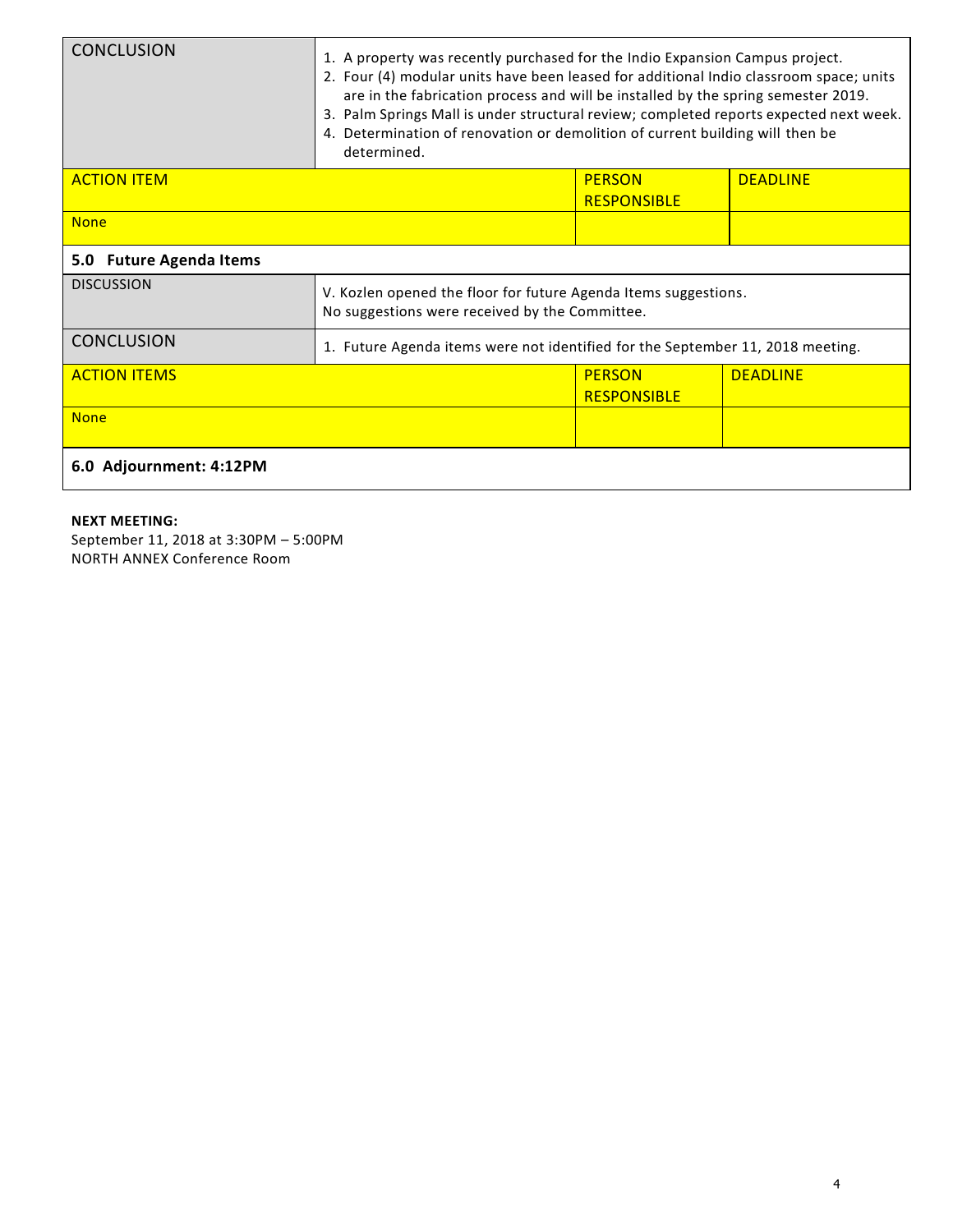| | | | |
|---|---|---|---|
| CONCLUSION | 1. A property was recently purchased for the Indio Expansion Campus project.<br>2. Four (4) modular units have been leased for additional Indio classroom space; units are in the fabrication process and will be installed by the spring semester 2019.<br>3. Palm Springs Mall is under structural review; completed reports expected next week.<br>4. Determination of renovation or demolition of current building will then be determined. | | |
| ACTION ITEM | | PERSON RESPONSIBLE | DEADLINE |
| None | | | |

## 5.0 Future Agenda Items

| | | | |
|---|---|---|---|
| DISCUSSION | V. Kozlen opened the floor for future Agenda Items suggestions.<br>No suggestions were received by the Committee. | | |
| CONCLUSION | 1. Future Agenda items were not identified for the September 11, 2018 meeting. | | |
| ACTION ITEMS | | PERSON RESPONSIBLE | DEADLINE |
| None | | | |

## 6.0 Adjournment: 4:12PM

**NEXT MEETING:**
September 11, 2018 at 3:30PM – 5:00PM
NORTH ANNEX Conference Room